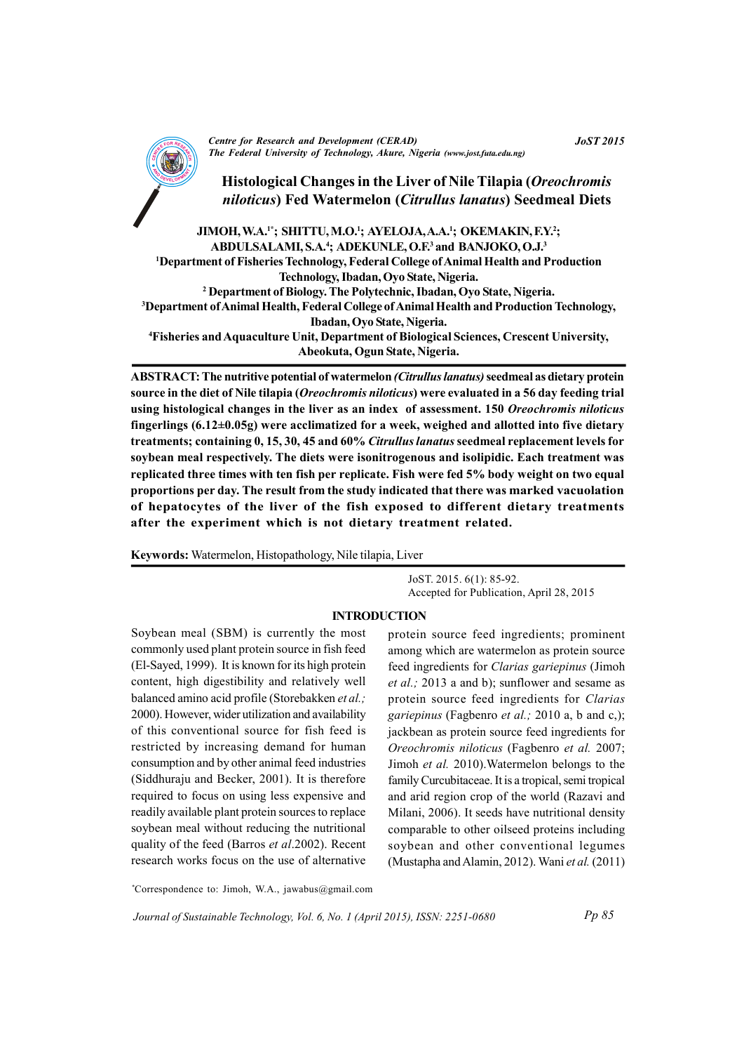# Histological Changes in the Liver of Nile Tilapia (*Oreochromis niloticus*) Fed Watermelon (*Citrullus lanatus*) Seedmeal Diets

**JIMOH, W.A.[1*]; SHITTU, M.O.[1]; AYELOJA, A.A.[1]; OKEMAKIN, F.Y.[2]; ABDULSALAMI, S.A.[4]; ADEKUNLE, O.F.[3] and BANJOKO, O.J.[3]**

[1]Department of Fisheries Technology, Federal College of Animal Health and Production Technology, Ibadan, Oyo State, Nigeria.

[2] Department of Biology. The Polytechnic, Ibadan, Oyo State, Nigeria.

[3]Department of Animal Health, Federal College of Animal Health and Production Technology, Ibadan, Oyo State, Nigeria.

[4]Fisheries and Aquaculture Unit, Department of Biological Sciences, Crescent University, Abeokuta, Ogun State, Nigeria.

**ABSTRACT: The nutritive potential of watermelon *(Citrullus lanatus)* seedmeal as dietary protein source in the diet of Nile tilapia (*Oreochromis niloticus*) were evaluated in a 56 day feeding trial using histological changes in the liver as an index of assessment. 150 *Oreochromis niloticus* fingerlings (6.12±0.05g) were acclimatized for a week, weighed and allotted into five dietary treatments; containing 0, 15, 30, 45 and 60% *Citrullus lanatus* seedmeal replacement levels for soybean meal respectively. The diets were isonitrogenous and isolipidic. Each treatment was replicated three times with ten fish per replicate. Fish were fed 5% body weight on two equal proportions per day. The result from the study indicated that there was marked vacuolation of hepatocytes of the liver of the fish exposed to different dietary treatments after the experiment which is not dietary treatment related.**

**Keywords:** Watermelon, Histopathology, Nile tilapia, Liver

JoST. 2015. 6(1): 85-92.
Accepted for Publication, April 28, 2015

## INTRODUCTION

Soybean meal (SBM) is currently the most commonly used plant protein source in fish feed (El-Sayed, 1999). It is known for its high protein content, high digestibility and relatively well balanced amino acid profile (Storebakken *et al.;* 2000). However, wider utilization and availability of this conventional source for fish feed is restricted by increasing demand for human consumption and by other animal feed industries (Siddhuraju and Becker, 2001). It is therefore required to focus on using less expensive and readily available plant protein sources to replace soybean meal without reducing the nutritional quality of the feed (Barros *et al*.2002). Recent research works focus on the use of alternative protein source feed ingredients; prominent among which are watermelon as protein source feed ingredients for *Clarias gariepinus* (Jimoh *et al.;* 2013 a and b); sunflower and sesame as protein source feed ingredients for *Clarias gariepinus* (Fagbenro *et al.;* 2010 a, b and c,); jackbean as protein source feed ingredients for *Oreochromis niloticus* (Fagbenro *et al.* 2007; Jimoh *et al.* 2010).Watermelon belongs to the family Curcubitaceae. It is a tropical, semi tropical and arid region crop of the world (Razavi and Milani, 2006). It seeds have nutritional density comparable to other oilseed proteins including soybean and other conventional legumes (Mustapha and Alamin, 2012). Wani *et al.* (2011)

*Correspondence to: Jimoh, W.A., jawabus@gmail.com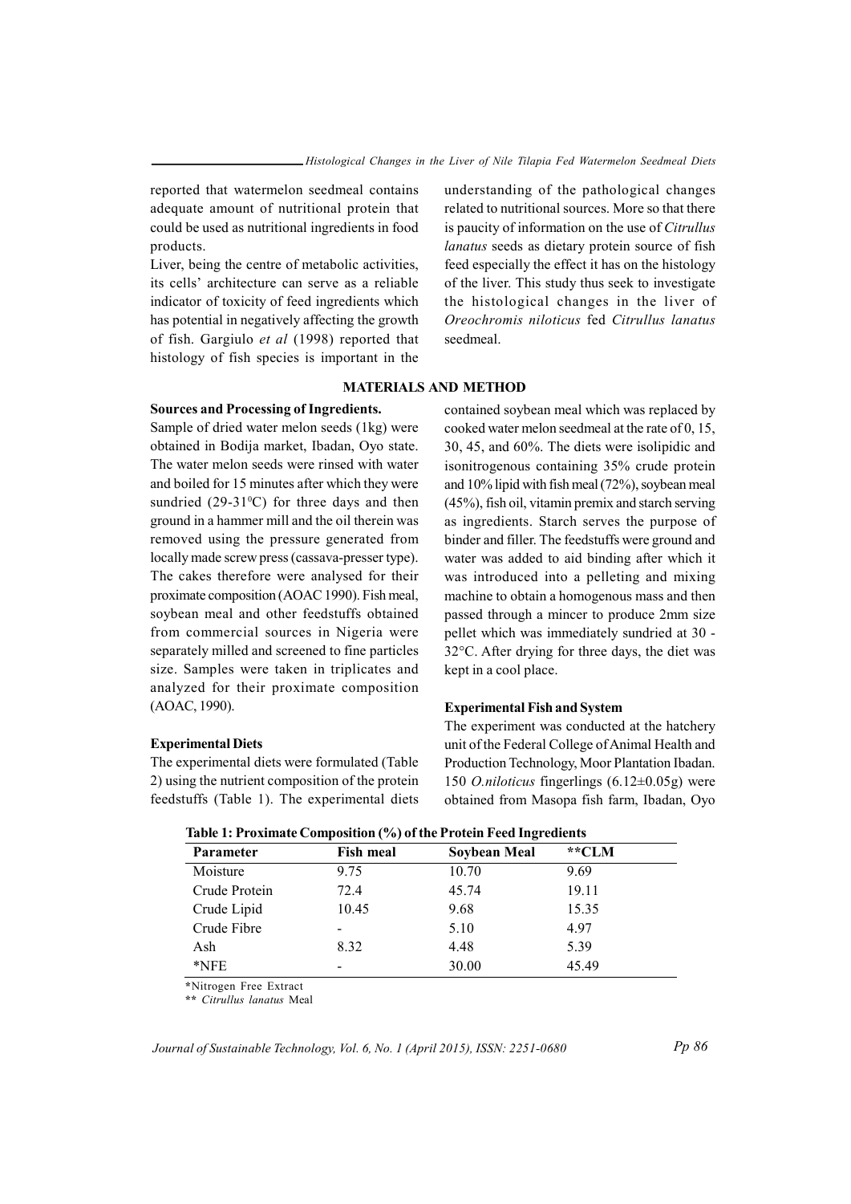reported that watermelon seedmeal contains adequate amount of nutritional protein that could be used as nutritional ingredients in food products.

Liver, being the centre of metabolic activities, its cells' architecture can serve as a reliable indicator of toxicity of feed ingredients which has potential in negatively affecting the growth of fish. Gargiulo *et al* (1998) reported that histology of fish species is important in the understanding of the pathological changes related to nutritional sources. More so that there is paucity of information on the use of *Citrullus lanatus* seeds as dietary protein source of fish feed especially the effect it has on the histology of the liver. This study thus seek to investigate the histological changes in the liver of *Oreochromis niloticus* fed *Citrullus lanatus* seedmeal.

## MATERIALS AND METHOD

### Sources and Processing of Ingredients.

Sample of dried water melon seeds (1kg) were obtained in Bodija market, Ibadan, Oyo state. The water melon seeds were rinsed with water and boiled for 15 minutes after which they were sundried (29-31$^0$C) for three days and then ground in a hammer mill and the oil therein was removed using the pressure generated from locally made screw press (cassava-presser type). The cakes therefore were analysed for their proximate composition (AOAC 1990). Fish meal, soybean meal and other feedstuffs obtained from commercial sources in Nigeria were separately milled and screened to fine particles size. Samples were taken in triplicates and analyzed for their proximate composition (AOAC, 1990).

### Experimental Diets

The experimental diets were formulated (Table 2) using the nutrient composition of the protein feedstuffs (Table 1). The experimental diets contained soybean meal which was replaced by cooked water melon seedmeal at the rate of 0, 15, 30, 45, and 60%. The diets were isolipidic and isonitrogenous containing 35% crude protein and 10% lipid with fish meal (72%), soybean meal (45%), fish oil, vitamin premix and starch serving as ingredients. Starch serves the purpose of binder and filler. The feedstuffs were ground and water was added to aid binding after which it was introduced into a pelleting and mixing machine to obtain a homogenous mass and then passed through a mincer to produce 2mm size pellet which was immediately sundried at 30 - 32°C. After drying for three days, the diet was kept in a cool place.

### Experimental Fish and System

The experiment was conducted at the hatchery unit of the Federal College of Animal Health and Production Technology, Moor Plantation Ibadan. 150 *O.niloticus* fingerlings (6.12±0.05g) were obtained from Masopa fish farm, Ibadan, Oyo

**Table 1: Proximate Composition (%) of the Protein Feed Ingredients**

| Parameter | Fish meal | Soybean Meal | **CLM |
|---|---|---|---|
| Moisture | 9.75 | 10.70 | 9.69 |
| Crude Protein | 72.4 | 45.74 | 19.11 |
| Crude Lipid | 10.45 | 9.68 | 15.35 |
| Crude Fibre | - | 5.10 | 4.97 |
| Ash | 8.32 | 4.48 | 5.39 |
| *NFE | - | 30.00 | 45.49 |

*Nitrogen Free Extract

** *Citrullus lanatus* Meal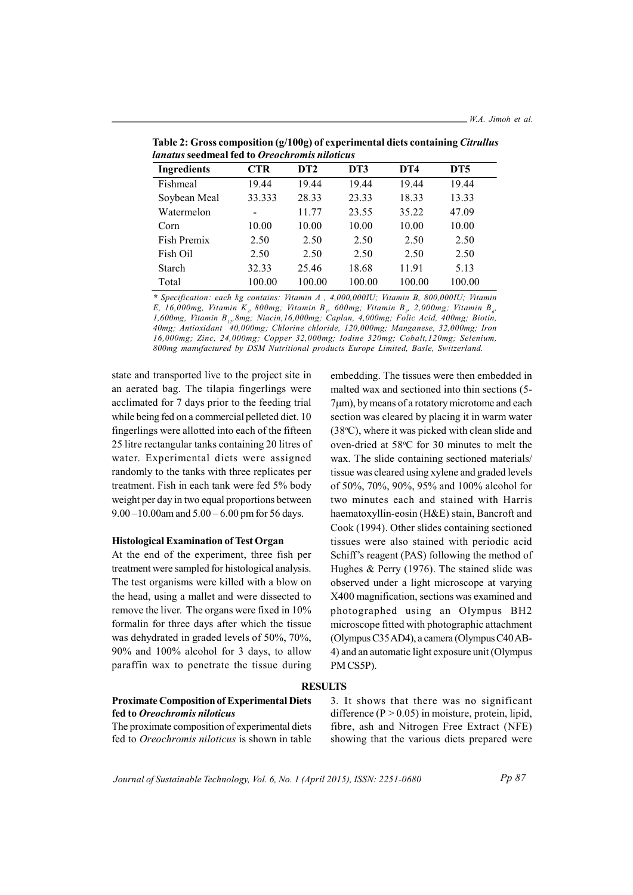**Table 2: Gross composition (g/100g) of experimental diets containing *Citrullus lanatus* seedmeal fed to *Oreochromis niloticus***

| Ingredients | CTR | DT2 | DT3 | DT4 | DT5 |
|---|---|---|---|---|---|
| Fishmeal | 19.44 | 19.44 | 19.44 | 19.44 | 19.44 |
| Soybean Meal | 33.333 | 28.33 | 23.33 | 18.33 | 13.33 |
| Watermelon | - | 11.77 | 23.55 | 35.22 | 47.09 |
| Corn | 10.00 | 10.00 | 10.00 | 10.00 | 10.00 |
| Fish Premix | 2.50 | 2.50 | 2.50 | 2.50 | 2.50 |
| Fish Oil | 2.50 | 2.50 | 2.50 | 2.50 | 2.50 |
| Starch | 32.33 | 25.46 | 18.68 | 11.91 | 5.13 |
| Total | 100.00 | 100.00 | 100.00 | 100.00 | 100.00 |

*\* Specification: each kg contains: Vitamin A , 4,000,000IU; Vitamin B, 800,000IU; Vitamin E, 16,000mg, Vitamin $K_3$, 800mg; Vitamin $B_1$, 600mg; Vitamin $B_2$, 2,000mg; Vitamin $B_6$, 1,600mg, Vitamin $B_{12}$, 8mg; Niacin,16,000mg; Caplan, 4,000mg; Folic Acid, 400mg; Biotin, 40mg; Antioxidant 40,000mg; Chlorine chloride, 120,000mg; Manganese, 32,000mg; Iron 16,000mg; Zinc, 24,000mg; Copper 32,000mg; Iodine 320mg; Cobalt,120mg; Selenium, 800mg manufactured by DSM Nutritional products Europe Limited, Basle, Switzerland.*

state and transported live to the project site in an aerated bag. The tilapia fingerlings were acclimated for 7 days prior to the feeding trial while being fed on a commercial pelleted diet. 10 fingerlings were allotted into each of the fifteen 25 litre rectangular tanks containing 20 litres of water. Experimental diets were assigned randomly to the tanks with three replicates per treatment. Fish in each tank were fed 5% body weight per day in two equal proportions between 9.00 –10.00am and 5.00 – 6.00 pm for 56 days.

### Histological Examination of Test Organ

At the end of the experiment, three fish per treatment were sampled for histological analysis. The test organisms were killed with a blow on the head, using a mallet and were dissected to remove the liver. The organs were fixed in 10% formalin for three days after which the tissue was dehydrated in graded levels of 50%, 70%, 90% and 100% alcohol for 3 days, to allow paraffin wax to penetrate the tissue during embedding. The tissues were then embedded in malted wax and sectioned into thin sections (5-7μm), by means of a rotatory microtome and each section was cleared by placing it in warm water (38°C), where it was picked with clean slide and oven-dried at 58°C for 30 minutes to melt the wax. The slide containing sectioned materials/ tissue was cleared using xylene and graded levels of 50%, 70%, 90%, 95% and 100% alcohol for two minutes each and stained with Harris haematoxyllin-eosin (H&E) stain, Bancroft and Cook (1994). Other slides containing sectioned tissues were also stained with periodic acid Schiff's reagent (PAS) following the method of Hughes & Perry (1976). The stained slide was observed under a light microscope at varying X400 magnification, sections was examined and photographed using an Olympus BH2 microscope fitted with photographic attachment (Olympus C35 AD4), a camera (Olympus C40 AB-4) and an automatic light exposure unit (Olympus PM CS5P).

## RESULTS

### Proximate Composition of Experimental Diets fed to *Oreochromis niloticus*

The proximate composition of experimental diets fed to *Oreochromis niloticus* is shown in table 3. It shows that there was no significant difference ($P > 0.05$) in moisture, protein, lipid, fibre, ash and Nitrogen Free Extract (NFE) showing that the various diets prepared were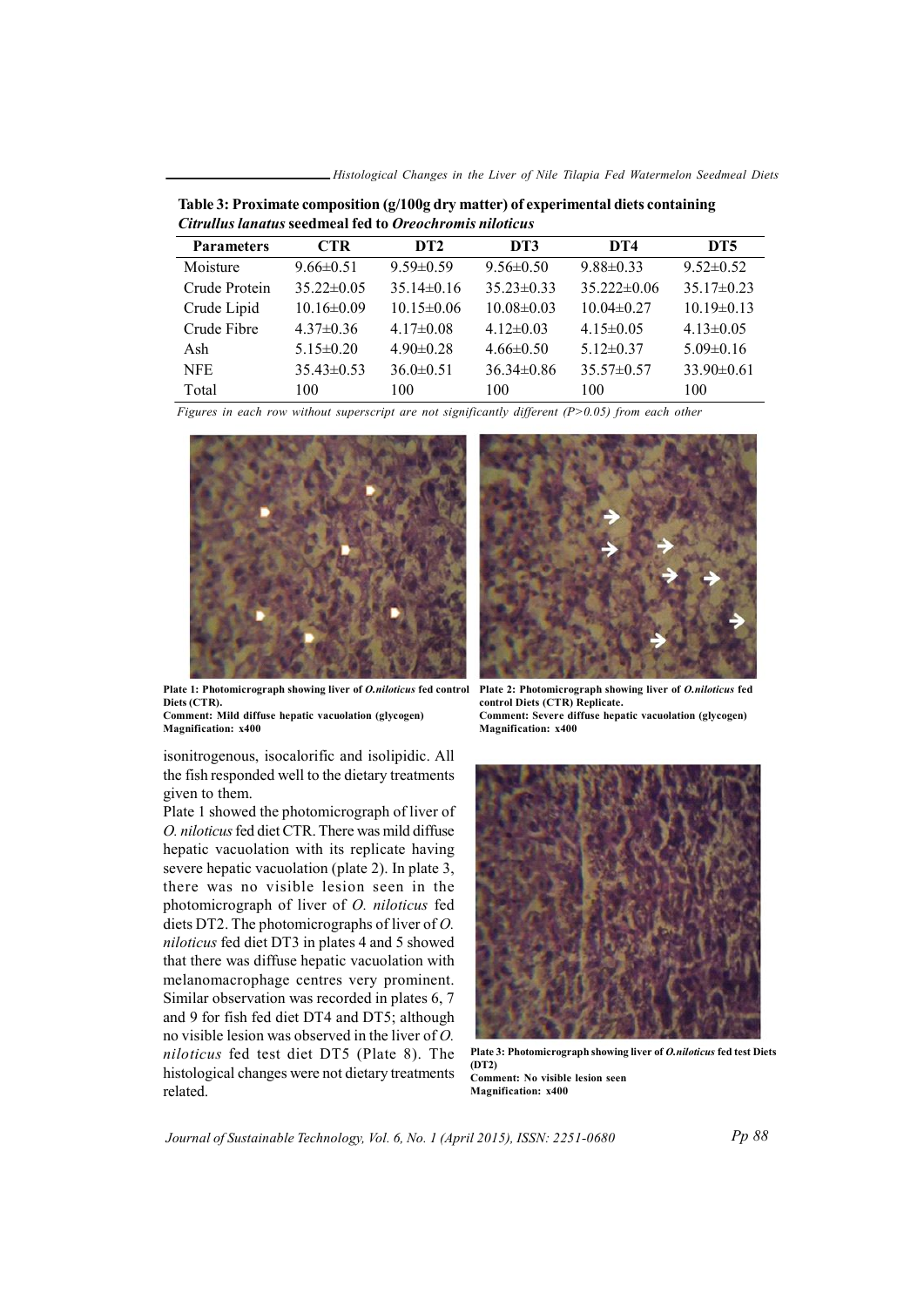**Table 3: Proximate composition (g/100g dry matter) of experimental diets containing *Citrullus lanatus* seedmeal fed to *Oreochromis niloticus***

| Parameters | CTR | DT2 | DT3 | DT4 | DT5 |
|---|---|---|---|---|---|
| Moisture | 9.66±0.51 | 9.59±0.59 | 9.56±0.50 | 9.88±0.33 | 9.52±0.52 |
| Crude Protein | 35.22±0.05 | 35.14±0.16 | 35.23±0.33 | 35.222±0.06 | 35.17±0.23 |
| Crude Lipid | 10.16±0.09 | 10.15±0.06 | 10.08±0.03 | 10.04±0.27 | 10.19±0.13 |
| Crude Fibre | 4.37±0.36 | 4.17±0.08 | 4.12±0.03 | 4.15±0.05 | 4.13±0.05 |
| Ash | 5.15±0.20 | 4.90±0.28 | 4.66±0.50 | 5.12±0.37 | 5.09±0.16 |
| NFE | 35.43±0.53 | 36.0±0.51 | 36.34±0.86 | 35.57±0.57 | 33.90±0.61 |
| Total | 100 | 100 | 100 | 100 | 100 |

*Figures in each row without superscript are not significantly different (P>0.05) from each other*

**Plate 1: Photomicrograph showing liver of *O.niloticus* fed control Diets (CTR).**
**Comment: Mild diffuse hepatic vacuolation (glycogen)**
**Magnification: x400**

**Plate 2: Photomicrograph showing liver of *O.niloticus* fed control Diets (CTR) Replicate.**
**Comment: Severe diffuse hepatic vacuolation (glycogen)**
**Magnification: x400**

isonitrogenous, isocalorific and isolipidic. All the fish responded well to the dietary treatments given to them.

Plate 1 showed the photomicrograph of liver of *O. niloticus* fed diet CTR. There was mild diffuse hepatic vacuolation with its replicate having severe hepatic vacuolation (plate 2). In plate 3, there was no visible lesion seen in the photomicrograph of liver of *O. niloticus* fed diets DT2. The photomicrographs of liver of *O. niloticus* fed diet DT3 in plates 4 and 5 showed that there was diffuse hepatic vacuolation with melanomacrophage centres very prominent. Similar observation was recorded in plates 6, 7 and 9 for fish fed diet DT4 and DT5; although no visible lesion was observed in the liver of *O. niloticus* fed test diet DT5 (Plate 8). The histological changes were not dietary treatments related.

**Plate 3: Photomicrograph showing liver of *O.niloticus* fed test Diets (DT2)**
**Comment: No visible lesion seen**
**Magnification: x400**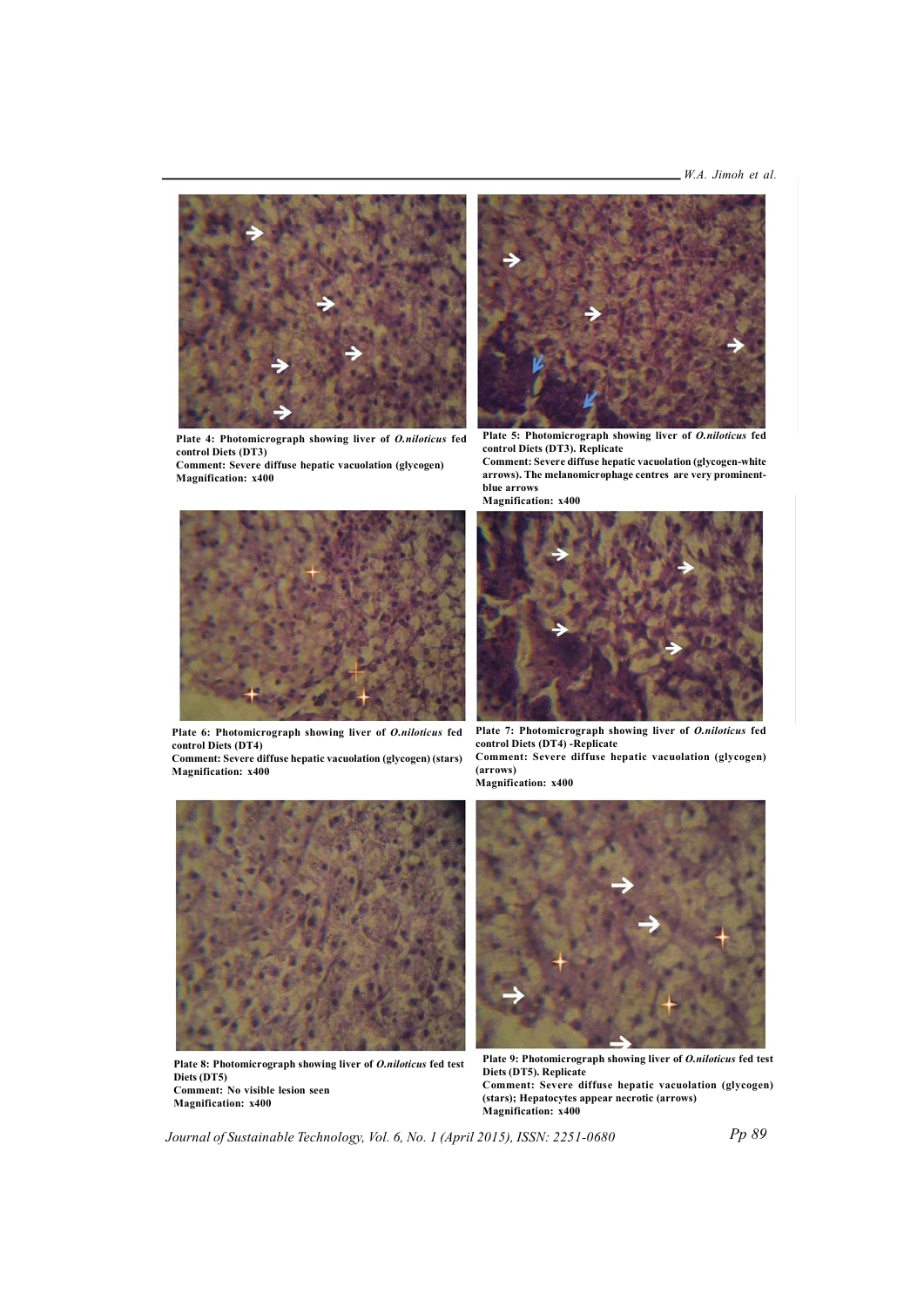**Plate 4: Photomicrograph showing liver of *O.niloticus* fed control Diets (DT3)**
**Comment: Severe diffuse hepatic vacuolation (glycogen)**
**Magnification: x400**

**Plate 5: Photomicrograph showing liver of *O.niloticus* fed control Diets (DT3). Replicate**
**Comment: Severe diffuse hepatic vacuolation (glycogen-white arrows). The melanomicrophage centres are very prominent-blue arrows**
**Magnification: x400**

**Plate 6: Photomicrograph showing liver of *O.niloticus* fed control Diets (DT4)**
**Comment: Severe diffuse hepatic vacuolation (glycogen) (stars)**
**Magnification: x400**

**Plate 7: Photomicrograph showing liver of *O.niloticus* fed control Diets (DT4) -Replicate**
**Comment: Severe diffuse hepatic vacuolation (glycogen) (arrows)**
**Magnification: x400**

**Plate 8: Photomicrograph showing liver of *O.niloticus* fed test Diets (DT5)**
**Comment: No visible lesion seen**
**Magnification: x400**

**Plate 9: Photomicrograph showing liver of *O.niloticus* fed test Diets (DT5). Replicate**
**Comment: Severe diffuse hepatic vacuolation (glycogen) (stars); Hepatocytes appear necrotic (arrows)**
**Magnification: x400**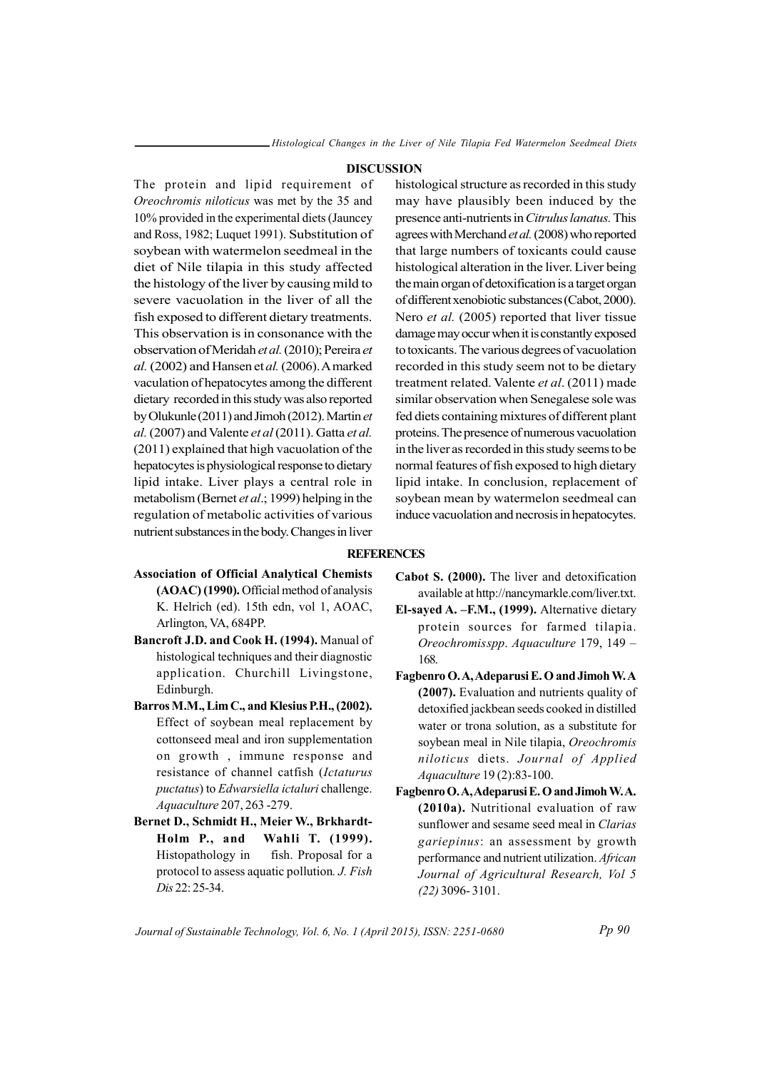## DISCUSSION

The protein and lipid requirement of *Oreochromis niloticus* was met by the 35 and 10% provided in the experimental diets (Jauncey and Ross, 1982; Luquet 1991). Substitution of soybean with watermelon seedmeal in the diet of Nile tilapia in this study affected the histology of the liver by causing mild to severe vacuolation in the liver of all the fish exposed to different dietary treatments. This observation is in consonance with the observation of Meridah *et al.* (2010); Pereira *et al.* (2002) and Hansen et *al.* (2006). A marked vaculation of hepatocytes among the different dietary recorded in this study was also reported by Olukunle (2011) and Jimoh (2012). Martin *et al.* (2007) and Valente *et al* (2011). Gatta *et al.* (2011) explained that high vacuolation of the hepatocytes is physiological response to dietary lipid intake. Liver plays a central role in metabolism (Bernet *et al*.; 1999) helping in the regulation of metabolic activities of various nutrient substances in the body. Changes in liver histological structure as recorded in this study may have plausibly been induced by the presence anti-nutrients in *Citrulus lanatus.* This agrees with Merchand *et al.* (2008) who reported that large numbers of toxicants could cause histological alteration in the liver. Liver being the main organ of detoxification is a target organ of different xenobiotic substances (Cabot, 2000). Nero *et al.* (2005) reported that liver tissue damage may occur when it is constantly exposed to toxicants. The various degrees of vacuolation recorded in this study seem not to be dietary treatment related. Valente *et al*. (2011) made similar observation when Senegalese sole was fed diets containing mixtures of different plant proteins. The presence of numerous vacuolation in the liver as recorded in this study seems to be normal features of fish exposed to high dietary lipid intake. In conclusion, replacement of soybean mean by watermelon seedmeal can induce vacuolation and necrosis in hepatocytes.

## REFERENCES

**Association of Official Analytical Chemists (AOAC) (1990).** Official method of analysis K. Helrich (ed). 15th edn, vol 1, AOAC, Arlington, VA, 684PP.

**Bancroft J.D. and Cook H. (1994).** Manual of histological techniques and their diagnostic application. Churchill Livingstone, Edinburgh.

**Barros M.M., Lim C., and Klesius P.H., (2002).** Effect of soybean meal replacement by cottonseed meal and iron supplementation on growth , immune response and resistance of channel catfish (*Ictaturus puctatus*) to *Edwarsiella ictaluri* challenge. *Aquaculture* 207, 263 -279.

**Bernet D., Schmidt H., Meier W., Brkhardt-Holm P., and Wahli T. (1999).** Histopathology in fish. Proposal for a protocol to assess aquatic pollution. *J. Fish Dis* 22: 25-34.

**Cabot S. (2000).** The liver and detoxification available at http://nancymarkle.com/liver.txt.

**El-sayed A. –F.M., (1999).** Alternative dietary protein sources for farmed tilapia. *Oreochromisspp*. *Aquaculture* 179, 149 – 168.

**Fagbenro O. A, Adeparusi E. O and Jimoh W. A (2007).** Evaluation and nutrients quality of detoxified jackbean seeds cooked in distilled water or trona solution, as a substitute for soybean meal in Nile tilapia, *Oreochromis niloticus* diets. *Journal of Applied Aquaculture* 19 (2):83-100.

**Fagbenro O. A, Adeparusi E. O and Jimoh W. A. (2010a).** Nutritional evaluation of raw sunflower and sesame seed meal in *Clarias gariepinus*: an assessment by growth performance and nutrient utilization. *African Journal of Agricultural Research, Vol 5 (22)* 3096- 3101.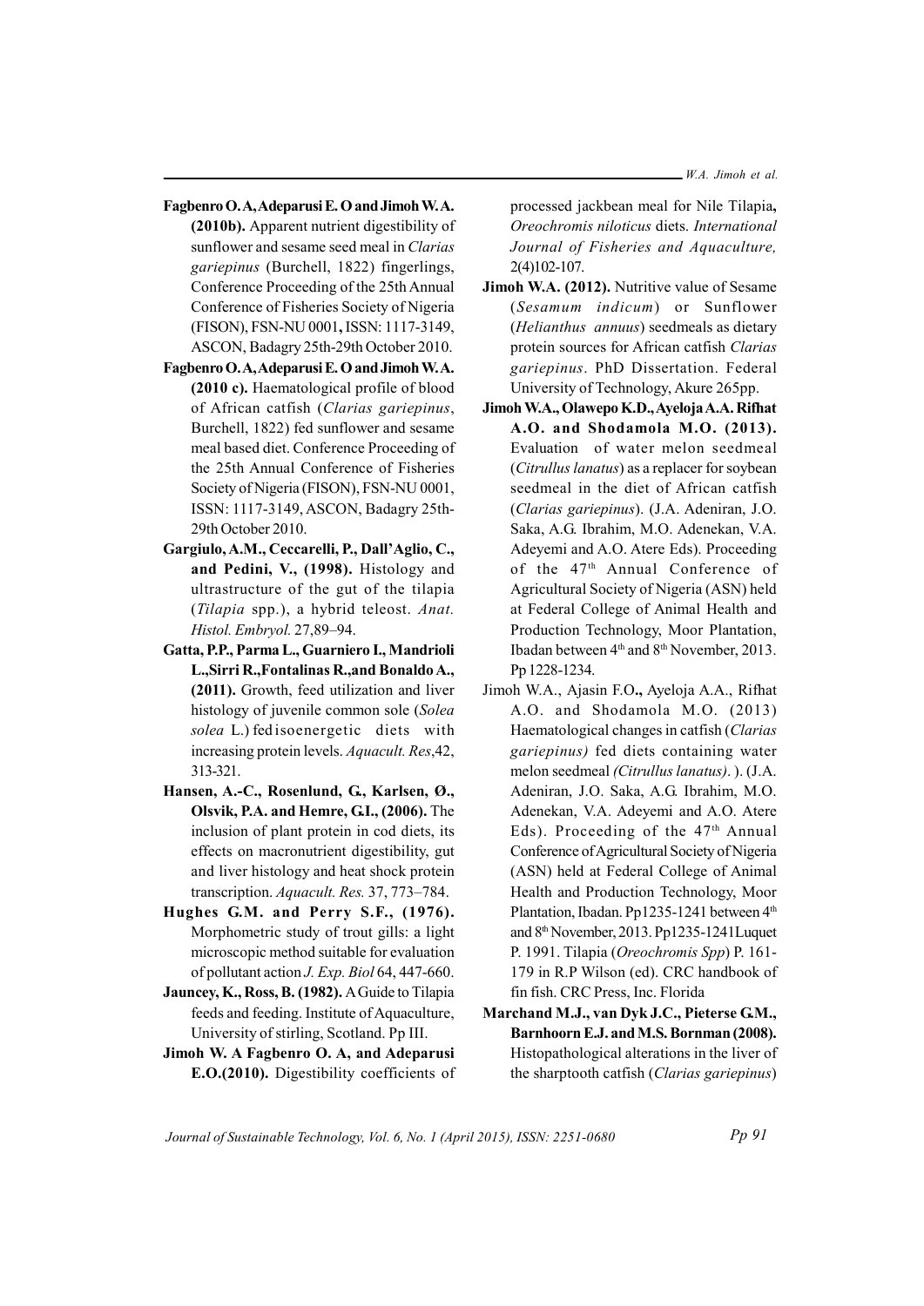**Fagbenro O.A, Adeparusi E. O and Jimoh W.A. (2010b).** Apparent nutrient digestibility of sunflower and sesame seed meal in *Clarias gariepinus* (Burchell, 1822) fingerlings, Conference Proceeding of the 25th Annual Conference of Fisheries Society of Nigeria (FISON), FSN-NU 0001**,** ISSN: 1117-3149, ASCON, Badagry 25th-29th October 2010.

**Fagbenro O.A, Adeparusi E. O and Jimoh W.A. (2010 c).** Haematological profile of blood of African catfish (*Clarias gariepinus*, Burchell, 1822) fed sunflower and sesame meal based diet. Conference Proceeding of the 25th Annual Conference of Fisheries Society of Nigeria (FISON), FSN-NU 0001, ISSN: 1117-3149, ASCON, Badagry 25th-29th October 2010.

**Gargiulo, A.M., Ceccarelli, P., Dall'Aglio, C., and Pedini, V., (1998).** Histology and ultrastructure of the gut of the tilapia (*Tilapia* spp.), a hybrid teleost. *Anat. Histol. Embryol.* 27,89–94.

**Gatta, P.P., Parma L., Guarniero I., Mandrioli L.,Sirri R.,Fontalinas R.,and Bonaldo A., (2011).** Growth, feed utilization and liver histology of juvenile common sole (*Solea solea* L.) fed isoenergetic diets with increasing protein levels. *Aquacult. Res*,42, 313-321.

**Hansen, A.-C., Rosenlund, G., Karlsen, Ø., Olsvik, P.A. and Hemre, G.I., (2006).** The inclusion of plant protein in cod diets, its effects on macronutrient digestibility, gut and liver histology and heat shock protein transcription. *Aquacult. Res.* 37, 773–784.

**Hughes G.M. and Perry S.F., (1976).** Morphometric study of trout gills: a light microscopic method suitable for evaluation of pollutant action *J. Exp. Biol* 64, 447-660.

**Jauncey, K., Ross, B. (1982).** A Guide to Tilapia feeds and feeding. Institute of Aquaculture, University of stirling, Scotland. Pp III.

**Jimoh W. A Fagbenro O. A, and Adeparusi E.O.(2010).** Digestibility coefficients of processed jackbean meal for Nile Tilapia**,** *Oreochromis niloticus* diets. *International Journal of Fisheries and Aquaculture,* 2(4)102-107.

**Jimoh W.A. (2012).** Nutritive value of Sesame (*Sesamum indicum*) or Sunflower (*Helianthus annuus*) seedmeals as dietary protein sources for African catfish *Clarias gariepinus*. PhD Dissertation. Federal University of Technology, Akure 265pp.

**Jimoh W.A., Olawepo K.D., Ayeloja A.A. Rifhat A.O. and Shodamola M.O. (2013).** Evaluation of water melon seedmeal (*Citrullus lanatus*) as a replacer for soybean seedmeal in the diet of African catfish (*Clarias gariepinus*). (J.A. Adeniran, J.O. Saka, A.G. Ibrahim, M.O. Adenekan, V.A. Adeyemi and A.O. Atere Eds). Proceeding of the 47th Annual Conference of Agricultural Society of Nigeria (ASN) held at Federal College of Animal Health and Production Technology, Moor Plantation, Ibadan between 4th and 8th November, 2013. Pp 1228-1234.

Jimoh W.A., Ajasin F.O**.,** Ayeloja A.A., Rifhat A.O. and Shodamola M.O. (2013) Haematological changes in catfish (*Clarias gariepinus)* fed diets containing water melon seedmeal *(Citrullus lanatus)*. ). (J.A. Adeniran, J.O. Saka, A.G. Ibrahim, M.O. Adenekan, V.A. Adeyemi and A.O. Atere Eds). Proceeding of the 47th Annual Conference of Agricultural Society of Nigeria (ASN) held at Federal College of Animal Health and Production Technology, Moor Plantation, Ibadan. Pp1235-1241 between 4th and 8th November, 2013. Pp1235-1241Luquet P. 1991. Tilapia (*Oreochromis Spp*) P. 161-179 in R.P Wilson (ed). CRC handbook of fin fish. CRC Press, Inc. Florida

**Marchand M.J., van Dyk J.C., Pieterse G.M., Barnhoorn E.J. and M.S. Bornman (2008).** Histopathological alterations in the liver of the sharptooth catfish (*Clarias gariepinus*)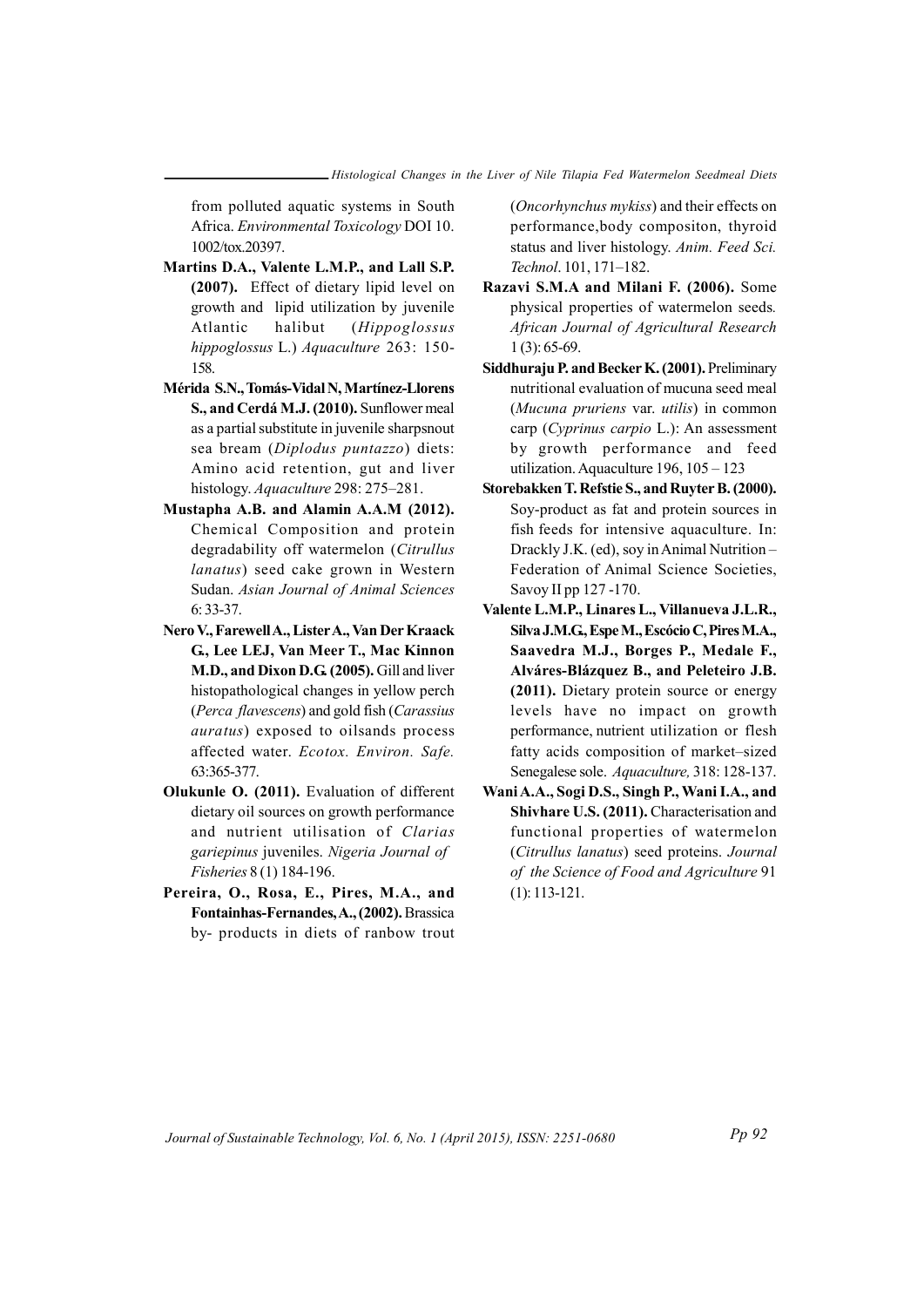from polluted aquatic systems in South Africa. *Environmental Toxicology* DOI 10. 1002/tox.20397.

**Martins D.A., Valente L.M.P., and Lall S.P. (2007).** Effect of dietary lipid level on growth and lipid utilization by juvenile Atlantic halibut (*Hippoglossus hippoglossus* L.) *Aquaculture* 263: 150-158.

**Mérida S.N., Tomás-Vidal N, Martínez-Llorens S., and Cerdá M.J. (2010).** Sunflower meal as a partial substitute in juvenile sharpsnout sea bream (*Diplodus puntazzo*) diets: Amino acid retention, gut and liver histology. *Aquaculture* 298: 275–281.

**Mustapha A.B. and Alamin A.A.M (2012).** Chemical Composition and protein degradability off watermelon (*Citrullus lanatus*) seed cake grown in Western Sudan. *Asian Journal of Animal Sciences* 6: 33-37.

**Nero V., Farewell A., Lister A., Van Der Kraack G., Lee LEJ, Van Meer T., Mac Kinnon M.D., and Dixon D.G. (2005).** Gill and liver histopathological changes in yellow perch (*Perca flavescens*) and gold fish (*Carassius auratus*) exposed to oilsands process affected water. *Ecotox. Environ. Safe.* 63:365-377.

**Olukunle O. (2011).** Evaluation of different dietary oil sources on growth performance and nutrient utilisation of *Clarias gariepinus* juveniles. *Nigeria Journal of Fisheries* 8 (1) 184-196.

**Pereira, O., Rosa, E., Pires, M.A., and Fontainhas-Fernandes, A., (2002).** Brassica by- products in diets of ranbow trout (*Oncorhynchus mykiss*) and their effects on performance,body compositon, thyroid status and liver histology. *Anim. Feed Sci. Technol*. 101, 171–182.

**Razavi S.M.A and Milani F. (2006).** Some physical properties of watermelon seeds. *African Journal of Agricultural Research* 1 (3): 65-69.

**Siddhuraju P. and Becker K. (2001).** Preliminary nutritional evaluation of mucuna seed meal (*Mucuna pruriens* var. *utilis*) in common carp (*Cyprinus carpio* L.): An assessment by growth performance and feed utilization. Aquaculture 196, 105 – 123

**Storebakken T. Refstie S., and Ruyter B. (2000).** Soy-product as fat and protein sources in fish feeds for intensive aquaculture. In: Drackly J.K. (ed), soy in Animal Nutrition – Federation of Animal Science Societies, Savoy II pp 127 -170.

**Valente L.M.P., Linares L., Villanueva J.L.R., Silva J.M.G., Espe M., Escócio C, Pires M.A., Saavedra M.J., Borges P., Medale F., Alváres-Blázquez B., and Peleteiro J.B. (2011).** Dietary protein source or energy levels have no impact on growth performance, nutrient utilization or flesh fatty acids composition of market–sized Senegalese sole. *Aquaculture,* 318: 128-137.

**Wani A.A., Sogi D.S., Singh P., Wani I.A., and Shivhare U.S. (2011).** Characterisation and functional properties of watermelon (*Citrullus lanatus*) seed proteins. *Journal of the Science of Food and Agriculture* 91 (1): 113-121.